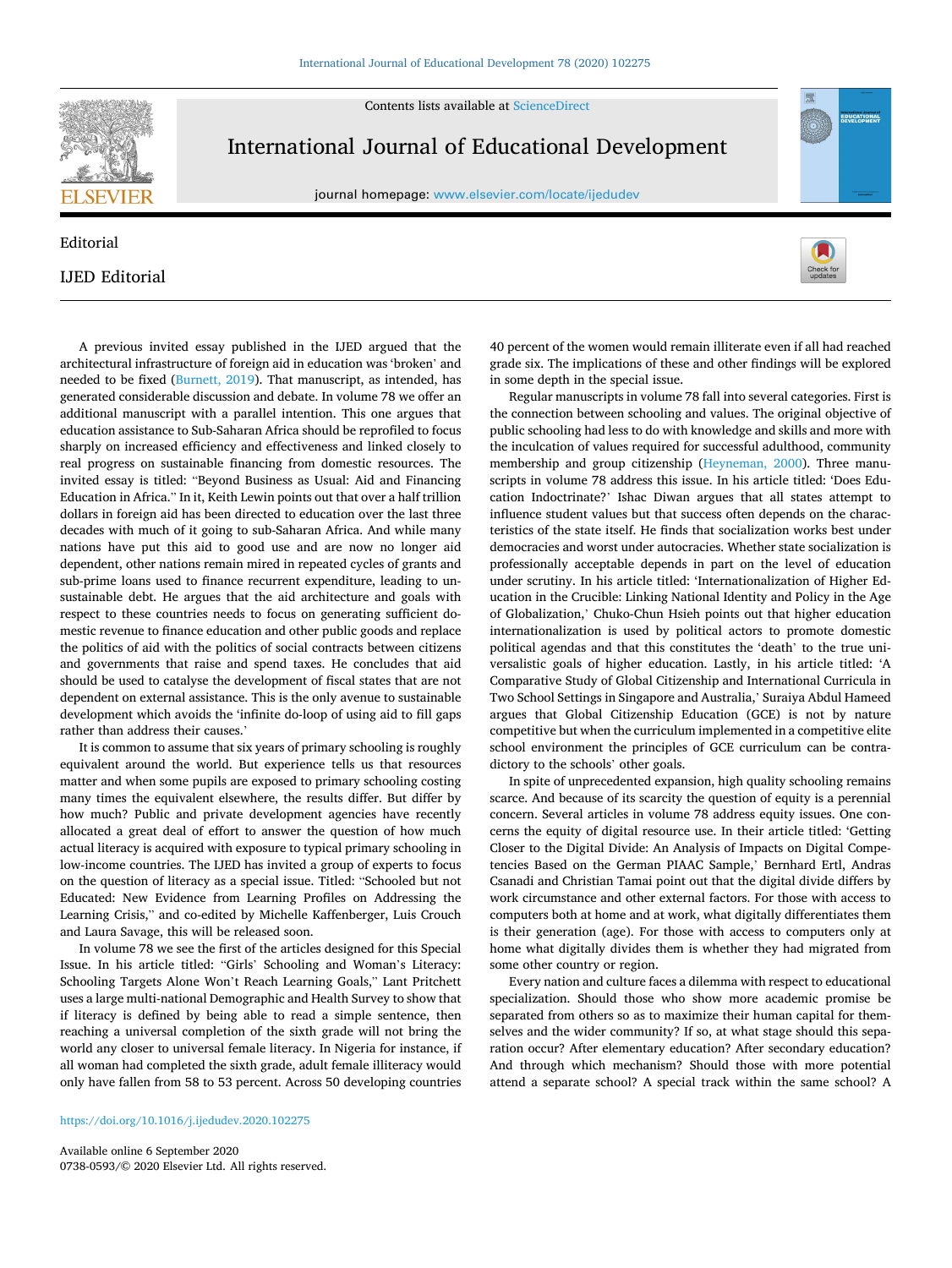Editorial

# IJED Editorial

A previous invited essay published in the IJED argued that the architectural infrastructure of foreign aid in education was 'broken' and needed to be fixed (Burnett, 2019). That manuscript, as intended, has generated considerable discussion and debate. In volume 78 we offer an additional manuscript with a parallel intention. This one argues that education assistance to Sub-Saharan Africa should be reprofiled to focus sharply on increased efficiency and effectiveness and linked closely to real progress on sustainable financing from domestic resources. The invited essay is titled: "Beyond Business as Usual: Aid and Financing Education in Africa." In it, Keith Lewin points out that over a half trillion dollars in foreign aid has been directed to education over the last three decades with much of it going to sub-Saharan Africa. And while many nations have put this aid to good use and are now no longer aid dependent, other nations remain mired in repeated cycles of grants and sub-prime loans used to finance recurrent expenditure, leading to unsustainable debt. He argues that the aid architecture and goals with respect to these countries needs to focus on generating sufficient domestic revenue to finance education and other public goods and replace the politics of aid with the politics of social contracts between citizens and governments that raise and spend taxes. He concludes that aid should be used to catalyse the development of fiscal states that are not dependent on external assistance. This is the only avenue to sustainable development which avoids the 'infinite do-loop of using aid to fill gaps rather than address their causes.'

It is common to assume that six years of primary schooling is roughly equivalent around the world. But experience tells us that resources matter and when some pupils are exposed to primary schooling costing many times the equivalent elsewhere, the results differ. But differ by how much? Public and private development agencies have recently allocated a great deal of effort to answer the question of how much actual literacy is acquired with exposure to typical primary schooling in low-income countries. The IJED has invited a group of experts to focus on the question of literacy as a special issue. Titled: "Schooled but not Educated: New Evidence from Learning Profiles on Addressing the Learning Crisis," and co-edited by Michelle Kaffenberger, Luis Crouch and Laura Savage, this will be released soon.

In volume 78 we see the first of the articles designed for this Special Issue. In his article titled: "Girls' Schooling and Woman's Literacy: Schooling Targets Alone Won't Reach Learning Goals," Lant Pritchett uses a large multi-national Demographic and Health Survey to show that if literacy is defined by being able to read a simple sentence, then reaching a universal completion of the sixth grade will not bring the world any closer to universal female literacy. In Nigeria for instance, if all woman had completed the sixth grade, adult female illiteracy would only have fallen from 58 to 53 percent. Across 50 developing countries 40 percent of the women would remain illiterate even if all had reached grade six. The implications of these and other findings will be explored in some depth in the special issue.

Regular manuscripts in volume 78 fall into several categories. First is the connection between schooling and values. The original objective of public schooling had less to do with knowledge and skills and more with the inculcation of values required for successful adulthood, community membership and group citizenship (Heyneman, 2000). Three manuscripts in volume 78 address this issue. In his article titled: 'Does Education Indoctrinate?' Ishac Diwan argues that all states attempt to influence student values but that success often depends on the characteristics of the state itself. He finds that socialization works best under democracies and worst under autocracies. Whether state socialization is professionally acceptable depends in part on the level of education under scrutiny. In his article titled: 'Internationalization of Higher Education in the Crucible: Linking National Identity and Policy in the Age of Globalization,' Chuko-Chun Hsieh points out that higher education internationalization is used by political actors to promote domestic political agendas and that this constitutes the 'death' to the true universalistic goals of higher education. Lastly, in his article titled: 'A Comparative Study of Global Citizenship and International Curricula in Two School Settings in Singapore and Australia,' Suraiya Abdul Hameed argues that Global Citizenship Education (GCE) is not by nature competitive but when the curriculum implemented in a competitive elite school environment the principles of GCE curriculum can be contradictory to the schools' other goals.

In spite of unprecedented expansion, high quality schooling remains scarce. And because of its scarcity the question of equity is a perennial concern. Several articles in volume 78 address equity issues. One concerns the equity of digital resource use. In their article titled: 'Getting Closer to the Digital Divide: An Analysis of Impacts on Digital Competencies Based on the German PIAAC Sample,' Bernhard Ertl, Andras Csanadi and Christian Tamai point out that the digital divide differs by work circumstance and other external factors. For those with access to computers both at home and at work, what digitally differentiates them is their generation (age). For those with access to computers only at home what digitally divides them is whether they had migrated from some other country or region.

Every nation and culture faces a dilemma with respect to educational specialization. Should those who show more academic promise be separated from others so as to maximize their human capital for themselves and the wider community? If so, at what stage should this separation occur? After elementary education? After secondary education? And through which mechanism? Should those with more potential attend a separate school? A special track within the same school? A

https://doi.org/10.1016/j.ijedudev.2020.102275

Available online 6 September 2020
0738-0593/© 2020 Elsevier Ltd. All rights reserved.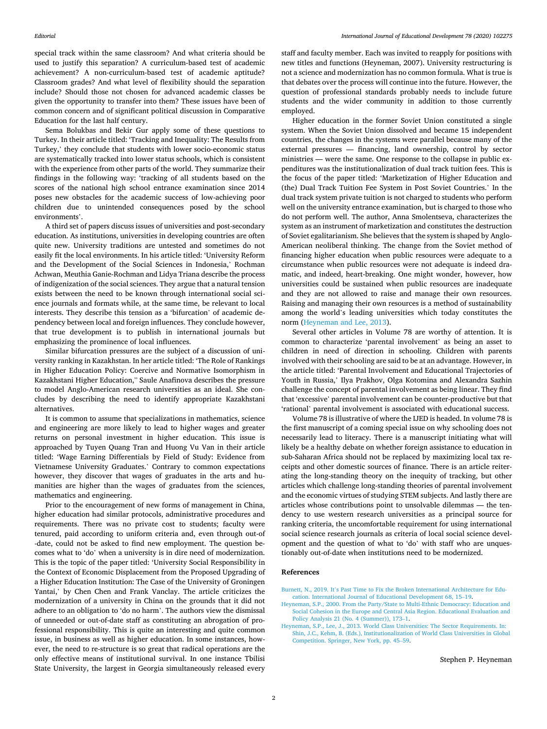special track within the same classroom? And what criteria should be used to justify this separation? A curriculum-based test of academic achievement? A non-curriculum-based test of academic aptitude? Classroom grades? And what level of flexibility should the separation include? Should those not chosen for advanced academic classes be given the opportunity to transfer into them? These issues have been of common concern and of significant political discussion in Comparative Education for the last half century.

Sema Bolukbas and Bekir Gur apply some of these questions to Turkey. In their article titled: 'Tracking and Inequality: The Results from Turkey,' they conclude that students with lower socio-economic status are systematically tracked into lower status schools, which is consistent with the experience from other parts of the world. They summarize their findings in the following way: 'tracking of all students based on the scores of the national high school entrance examination since 2014 poses new obstacles for the academic success of low-achieving poor children due to unintended consequences posed by the school environments'.

A third set of papers discuss issues of universities and post-secondary education. As institutions, universities in developing countries are often quite new. University traditions are untested and sometimes do not easily fit the local environments. In his article titled: 'University Reform and the Development of the Social Sciences in Indonesia,' Rochman Achwan, Meuthia Ganie-Rochman and Lidya Triana describe the process of indigenization of the social sciences. They argue that a natural tension exists between the need to be known through international social science journals and formats while, at the same time, be relevant to local interests. They describe this tension as a 'bifurcation' of academic dependency between local and foreign influences. They conclude however, that true development is to publish in international journals but emphasizing the prominence of local influences.

Similar bifurcation pressures are the subject of a discussion of university ranking in Kazakhstan. In her article titled: 'The Role of Rankings in Higher Education Policy: Coercive and Normative Isomorphism in Kazakhstani Higher Education," Saule Anafinova describes the pressure to model Anglo-American research universities as an ideal. She concludes by describing the need to identify appropriate Kazakhstani alternatives.

It is common to assume that specializations in mathematics, science and engineering are more likely to lead to higher wages and greater returns on personal investment in higher education. This issue is approached by Tuyen Quang Tran and Huong Vu Van in their article titled: 'Wage Earning Differentials by Field of Study: Evidence from Vietnamese University Graduates.' Contrary to common expectations however, they discover that wages of graduates in the arts and humanities are higher than the wages of graduates from the sciences, mathematics and engineering.

Prior to the encouragement of new forms of management in China, higher education had similar protocols, administrative procedures and requirements. There was no private cost to students; faculty were tenured, paid according to uniform criteria and, even through out-of-date, could not be asked to find new employment. The question becomes what to 'do' when a university is in dire need of modernization. This is the topic of the paper titled: 'University Social Responsibility in the Context of Economic Displacement from the Proposed Upgrading of a Higher Education Institution: The Case of the University of Groningen Yantai,' by Chen Chen and Frank Vanclay. The article criticizes the modernization of a university in China on the grounds that it did not adhere to an obligation to 'do no harm'. The authors view the dismissal of unneeded or out-of-date staff as constituting an abrogation of professional responsibility. This is quite an interesting and quite common issue, in business as well as higher education. In some instances, however, the need to re-structure is so great that radical operations are the only effective means of institutional survival. In one instance Tbilisi State University, the largest in Georgia simultaneously released every staff and faculty member. Each was invited to reapply for positions with new titles and functions (Heyneman, 2007). University restructuring is not a science and modernization has no common formula. What is true is that debates over the process will continue into the future. However, the question of professional standards probably needs to include future students and the wider community in addition to those currently employed.

Higher education in the former Soviet Union constituted a single system. When the Soviet Union dissolved and became 15 independent countries, the changes in the systems were parallel because many of the external pressures — financing, land ownership, control by sector ministries — were the same. One response to the collapse in public expenditures was the institutionalization of dual track tuition fees. This is the focus of the paper titled: 'Marketization of Higher Education and (the) Dual Track Tuition Fee System in Post Soviet Countries.' In the dual track system private tuition is not charged to students who perform well on the university entrance examination, but is charged to those who do not perform well. The author, Anna Smolentseva, characterizes the system as an instrument of marketization and constitutes the destruction of Soviet egalitarianism. She believes that the system is shaped by Anglo-American neoliberal thinking. The change from the Soviet method of financing higher education when public resources were adequate to a circumstance when public resources were not adequate is indeed dramatic, and indeed, heart-breaking. One might wonder, however, how universities could be sustained when public resources are inadequate and they are not allowed to raise and manage their own resources. Raising and managing their own resources is a method of sustainability among the world's leading universities which today constitutes the norm (Heyneman and Lee, 2013).

Several other articles in Volume 78 are worthy of attention. It is common to characterize 'parental involvement' as being an asset to children in need of direction in schooling. Children with parents involved with their schooling are said to be at an advantage. However, in the article titled: 'Parental Involvement and Educational Trajectories of Youth in Russia,' Ilya Prakhov, Olga Kotomina and Alexandra Sazhin challenge the concept of parental involvement as being linear. They find that 'excessive' parental involvement can be counter-productive but that 'rational' parental involvement is associated with educational success.

Volume 78 is illustrative of where the IJED is headed. In volume 78 is the first manuscript of a coming special issue on why schooling does not necessarily lead to literacy. There is a manuscript initiating what will likely be a healthy debate on whether foreign assistance to education in sub-Saharan Africa should not be replaced by maximizing local tax receipts and other domestic sources of finance. There is an article reiterating the long-standing theory on the inequity of tracking, but other articles which challenge long-standing theories of parental involvement and the economic virtues of studying STEM subjects. And lastly there are articles whose contributions point to unsolvable dilemmas — the tendency to use western research universities as a principal source for ranking criteria, the uncomfortable requirement for using international social science research journals as criteria of local social science development and the question of what to 'do' with staff who are unquestionably out-of-date when institutions need to be modernized.

## References

Burnett, N., 2019. It's Past Time to Fix the Broken International Architecture for Education. International Journal of Educational Development 68, 15–19.

Heyneman, S.P., 2000. From the Party/State to Multi-Ethnic Democracy: Education and Social Cohesion in the Europe and Central Asia Region. Educational Evaluation and Policy Analysis 21 (No. 4 (Summer)), 173–1.

Heyneman, S.P., Lee, J., 2013. World Class Universities: The Sector Requirements. In: Shin, J.C., Kehm, B. (Eds.), Institutionalization of World Class Universities in Global Competition. Springer, New York, pp. 45–59.

Stephen P. Heyneman